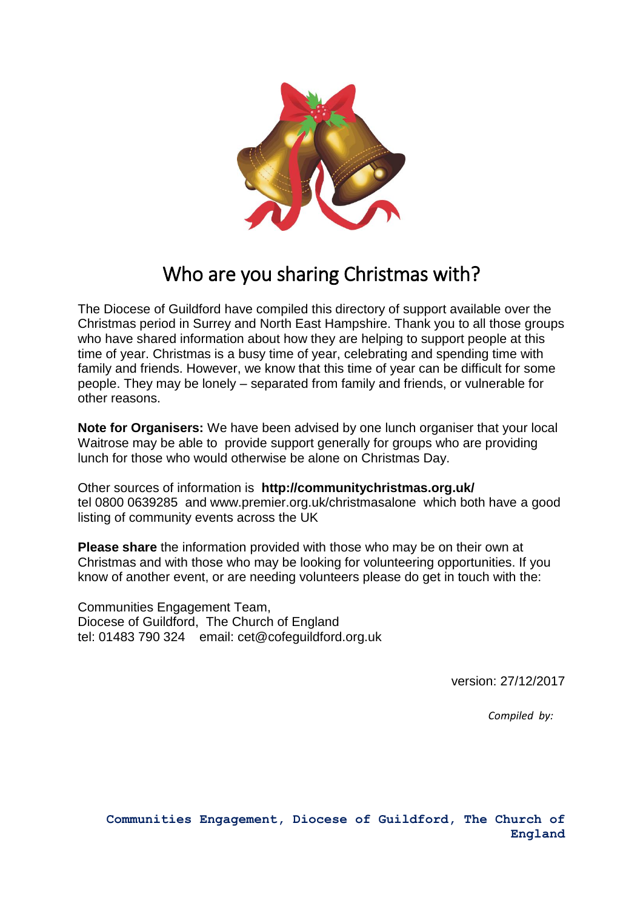# Who are you sharing Christmas with?

The Diocese of Guildford have compiled this directory of support available over the Christmas period in Surrey and North East Hampshire. Thank you to all those groups who have shared information about how they are helping to support people at this time of year. Christmas is a busy time of year, celebrating and spending time with family and friends. However, we know that this time of year can be difficult for some people. They may be lonely – separated from family and friends, or vulnerable for other reasons.

**Note for Organisers:** We have been advised by one lunch organiser that your local Waitrose may be able to provide support generally for groups who are providing lunch for those who would otherwise be alone on Christmas Day.

Other sources of information is **http://communitychristmas.org.uk/** tel 0800 0639285 and www.premier.org.uk/christmasalone which both have a good listing of community events across the UK

**Please share** the information provided with those who may be on their own at Christmas and with those who may be looking for volunteering opportunities. If you know of another event, or are needing volunteers please do get in touch with the:

Communities Engagement Team,
Diocese of Guildford, The Church of England
tel: 01483 790 324 email: cet@cofeguildford.org.uk

version: 27/12/2017

*Compiled by:*

**Communities Engagement, Diocese of Guildford, The Church of England**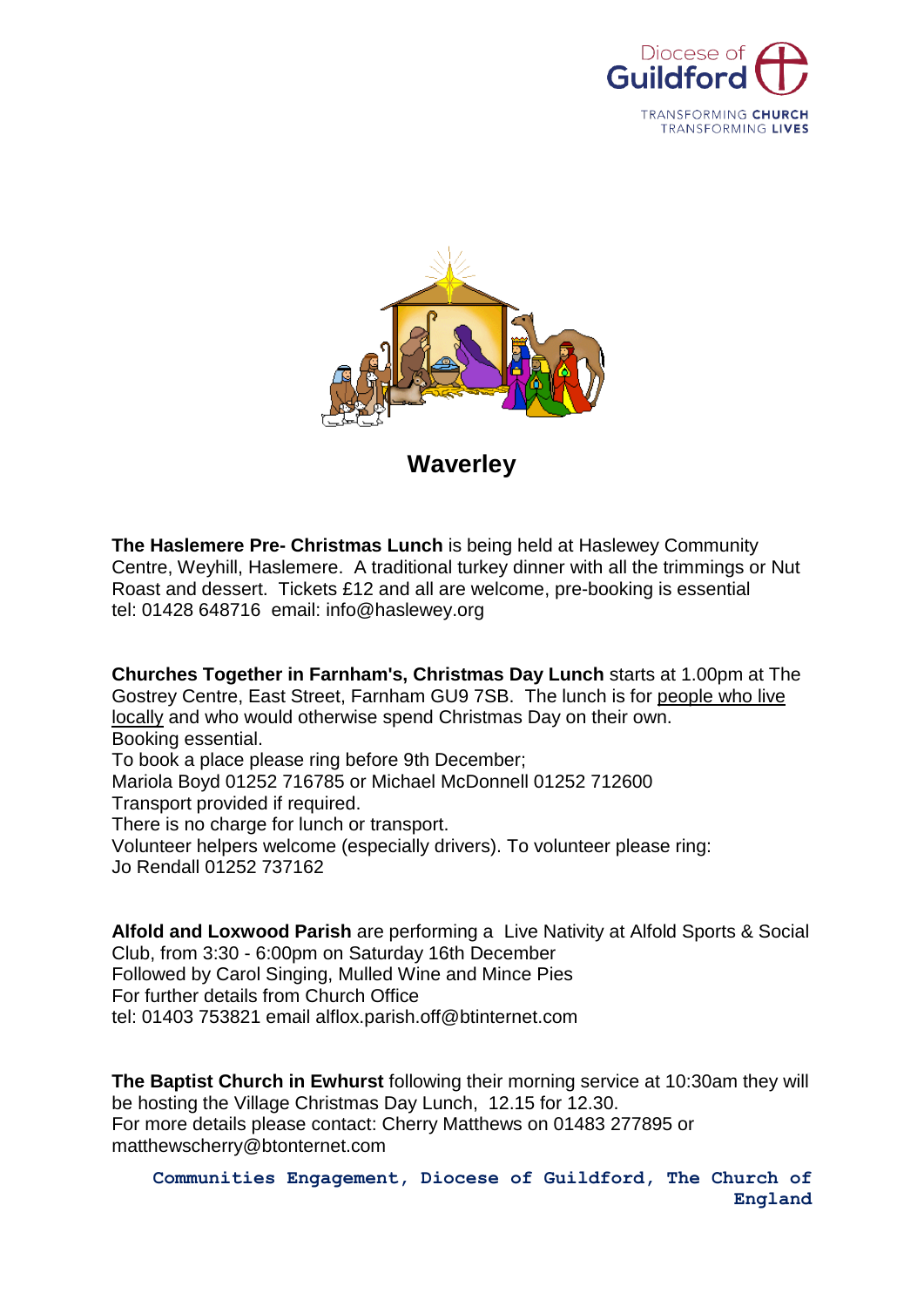# Waverley

**The Haslemere Pre- Christmas Lunch** is being held at Haslewey Community Centre, Weyhill, Haslemere. A traditional turkey dinner with all the trimmings or Nut Roast and dessert. Tickets £12 and all are welcome, pre-booking is essential tel: 01428 648716 email: info@haslewey.org

**Churches Together in Farnham's, Christmas Day Lunch** starts at 1.00pm at The Gostrey Centre, East Street, Farnham GU9 7SB. The lunch is for people who live locally and who would otherwise spend Christmas Day on their own.
Booking essential.
To book a place please ring before 9th December;
Mariola Boyd 01252 716785 or Michael McDonnell 01252 712600
Transport provided if required.
There is no charge for lunch or transport.
Volunteer helpers welcome (especially drivers). To volunteer please ring:
Jo Rendall 01252 737162

**Alfold and Loxwood Parish** are performing a Live Nativity at Alfold Sports & Social Club, from 3:30 - 6:00pm on Saturday 16th December
Followed by Carol Singing, Mulled Wine and Mince Pies
For further details from Church Office
tel: 01403 753821 email alflox.parish.off@btinternet.com

**The Baptist Church in Ewhurst** following their morning service at 10:30am they will be hosting the Village Christmas Day Lunch, 12.15 for 12.30.
For more details please contact: Cherry Matthews on 01483 277895 or matthewscherry@btonternet.com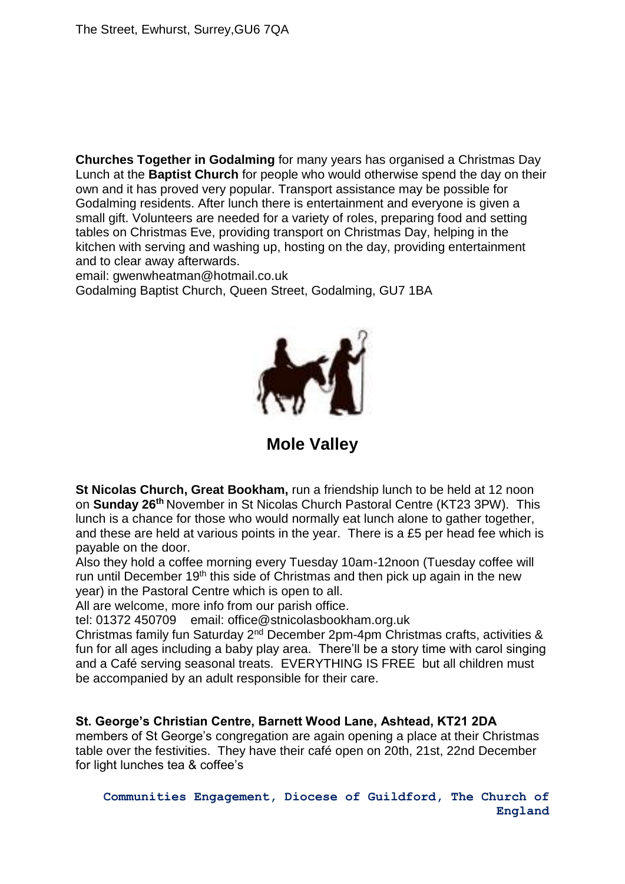The Street, Ewhurst, Surrey,GU6 7QA

**Churches Together in Godalming** for many years has organised a Christmas Day Lunch at the **Baptist Church** for people who would otherwise spend the day on their own and it has proved very popular. Transport assistance may be possible for Godalming residents. After lunch there is entertainment and everyone is given a small gift. Volunteers are needed for a variety of roles, preparing food and setting tables on Christmas Eve, providing transport on Christmas Day, helping in the kitchen with serving and washing up, hosting on the day, providing entertainment and to clear away afterwards.
email: gwenwheatman@hotmail.co.uk
Godalming Baptist Church, Queen Street, Godalming, GU7 1BA

## Mole Valley

**St Nicolas Church, Great Bookham,** run a friendship lunch to be held at 12 noon on **Sunday 26th** November in St Nicolas Church Pastoral Centre (KT23 3PW). This lunch is a chance for those who would normally eat lunch alone to gather together, and these are held at various points in the year. There is a £5 per head fee which is payable on the door.
Also they hold a coffee morning every Tuesday 10am-12noon (Tuesday coffee will run until December 19th this side of Christmas and then pick up again in the new year) in the Pastoral Centre which is open to all.
All are welcome, more info from our parish office.
tel: 01372 450709 email: office@stnicolasbookham.org.uk
Christmas family fun Saturday 2nd December 2pm-4pm Christmas crafts, activities & fun for all ages including a baby play area. There'll be a story time with carol singing and a Café serving seasonal treats. EVERYTHING IS FREE but all children must be accompanied by an adult responsible for their care.

**St. George's Christian Centre, Barnett Wood Lane, Ashtead, KT21 2DA**
members of St George's congregation are again opening a place at their Christmas table over the festivities. They have their café open on 20th, 21st, 22nd December for light lunches tea & coffee's

**Communities Engagement, Diocese of Guildford, The Church of England**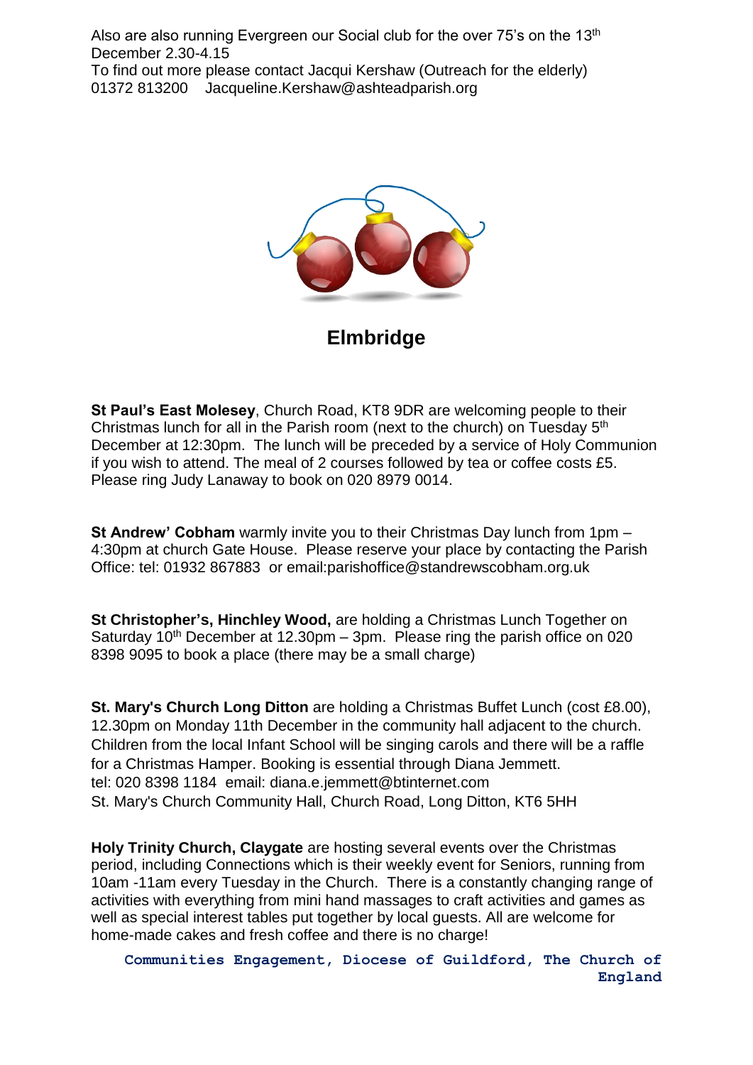Also are also running Evergreen our Social club for the over 75's on the 13th December 2.30-4.15

To find out more please contact Jacqui Kershaw (Outreach for the elderly) 01372 813200 Jacqueline.Kershaw@ashteadparish.org

## Elmbridge

**St Paul's East Molesey**, Church Road, KT8 9DR are welcoming people to their Christmas lunch for all in the Parish room (next to the church) on Tuesday 5th December at 12:30pm. The lunch will be preceded by a service of Holy Communion if you wish to attend. The meal of 2 courses followed by tea or coffee costs £5. Please ring Judy Lanaway to book on 020 8979 0014.

**St Andrew' Cobham** warmly invite you to their Christmas Day lunch from 1pm – 4:30pm at church Gate House. Please reserve your place by contacting the Parish Office: tel: 01932 867883 or email:parishoffice@standrewscobham.org.uk

**St Christopher's, Hinchley Wood,** are holding a Christmas Lunch Together on Saturday 10th December at 12.30pm – 3pm. Please ring the parish office on 020 8398 9095 to book a place (there may be a small charge)

**St. Mary's Church Long Ditton** are holding a Christmas Buffet Lunch (cost £8.00), 12.30pm on Monday 11th December in the community hall adjacent to the church. Children from the local Infant School will be singing carols and there will be a raffle for a Christmas Hamper. Booking is essential through Diana Jemmett.
tel: 020 8398 1184 email: diana.e.jemmett@btinternet.com
St. Mary's Church Community Hall, Church Road, Long Ditton, KT6 5HH

**Holy Trinity Church, Claygate** are hosting several events over the Christmas period, including Connections which is their weekly event for Seniors, running from 10am -11am every Tuesday in the Church. There is a constantly changing range of activities with everything from mini hand massages to craft activities and games as well as special interest tables put together by local guests. All are welcome for home-made cakes and fresh coffee and there is no charge!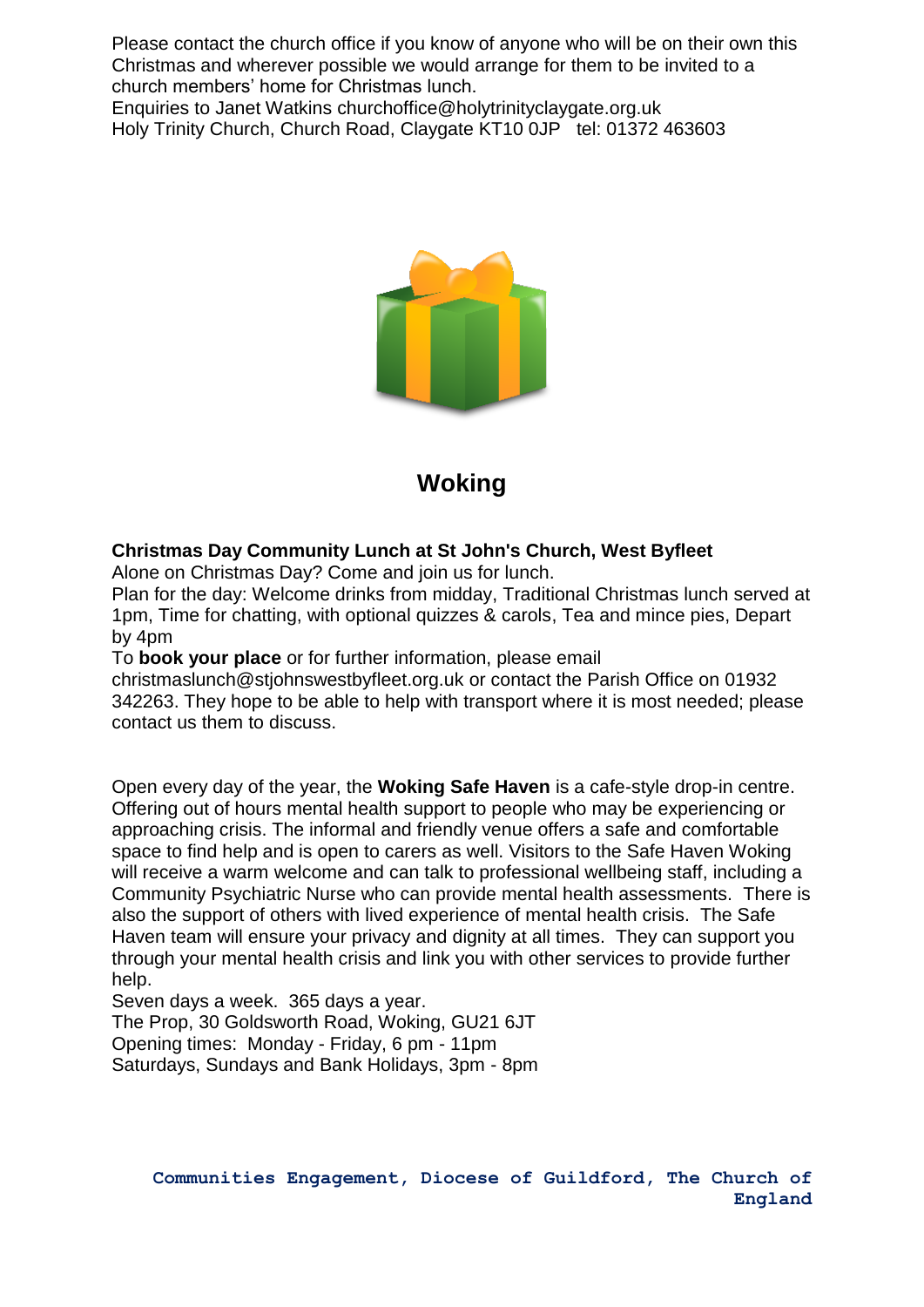Please contact the church office if you know of anyone who will be on their own this Christmas and wherever possible we would arrange for them to be invited to a church members' home for Christmas lunch.
Enquiries to Janet Watkins churchoffice@holytrinityclaygate.org.uk
Holy Trinity Church, Church Road, Claygate KT10 0JP tel: 01372 463603

## Woking

**Christmas Day Community Lunch at St John's Church, West Byfleet**
Alone on Christmas Day? Come and join us for lunch.
Plan for the day: Welcome drinks from midday, Traditional Christmas lunch served at 1pm, Time for chatting, with optional quizzes & carols, Tea and mince pies, Depart by 4pm
To **book your place** or for further information, please email christmaslunch@stjohnswestbyfleet.org.uk or contact the Parish Office on 01932 342263. They hope to be able to help with transport where it is most needed; please contact us them to discuss.

Open every day of the year, the **Woking Safe Haven** is a cafe-style drop-in centre. Offering out of hours mental health support to people who may be experiencing or approaching crisis. The informal and friendly venue offers a safe and comfortable space to find help and is open to carers as well. Visitors to the Safe Haven Woking will receive a warm welcome and can talk to professional wellbeing staff, including a Community Psychiatric Nurse who can provide mental health assessments. There is also the support of others with lived experience of mental health crisis. The Safe Haven team will ensure your privacy and dignity at all times. They can support you through your mental health crisis and link you with other services to provide further help.
Seven days a week. 365 days a year.
The Prop, 30 Goldsworth Road, Woking, GU21 6JT
Opening times: Monday - Friday, 6 pm - 11pm
Saturdays, Sundays and Bank Holidays, 3pm - 8pm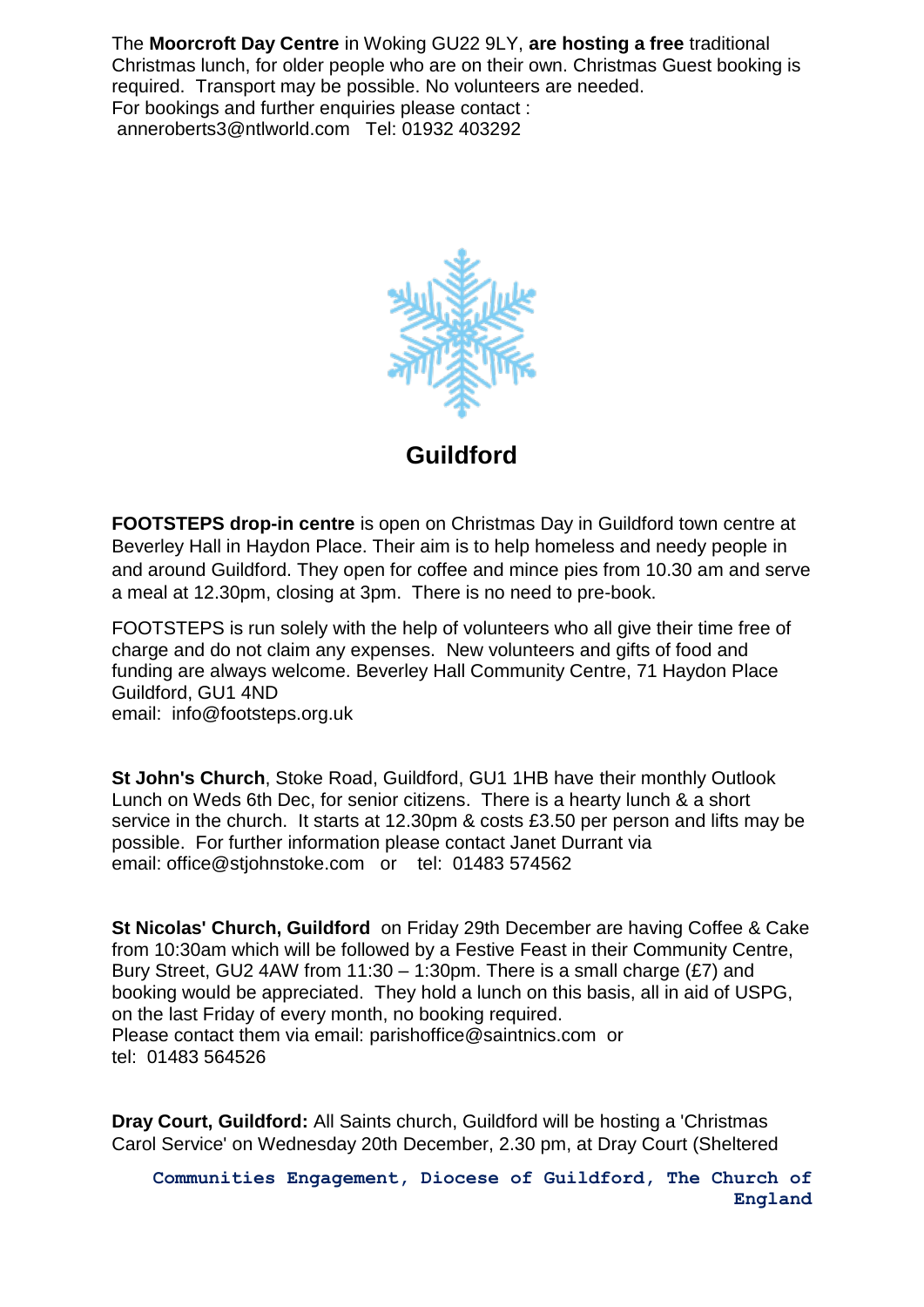The **Moorcroft Day Centre** in Woking GU22 9LY, **are hosting a free** traditional Christmas lunch, for older people who are on their own. Christmas Guest booking is required. Transport may be possible. No volunteers are needed.
For bookings and further enquiries please contact :
anneroberts3@ntlworld.com Tel: 01932 403292

## Guildford

**FOOTSTEPS drop-in centre** is open on Christmas Day in Guildford town centre at Beverley Hall in Haydon Place. Their aim is to help homeless and needy people in and around Guildford. They open for coffee and mince pies from 10.30 am and serve a meal at 12.30pm, closing at 3pm. There is no need to pre-book.

FOOTSTEPS is run solely with the help of volunteers who all give their time free of charge and do not claim any expenses. New volunteers and gifts of food and funding are always welcome. Beverley Hall Community Centre, 71 Haydon Place Guildford, GU1 4ND
email: info@footsteps.org.uk

**St John's Church**, Stoke Road, Guildford, GU1 1HB have their monthly Outlook Lunch on Weds 6th Dec, for senior citizens. There is a hearty lunch & a short service in the church. It starts at 12.30pm & costs £3.50 per person and lifts may be possible. For further information please contact Janet Durrant via email: office@stjohnstoke.com or tel: 01483 574562

**St Nicolas' Church, Guildford** on Friday 29th December are having Coffee & Cake from 10:30am which will be followed by a Festive Feast in their Community Centre, Bury Street, GU2 4AW from 11:30 – 1:30pm. There is a small charge (£7) and booking would be appreciated. They hold a lunch on this basis, all in aid of USPG, on the last Friday of every month, no booking required.
Please contact them via email: parishoffice@saintnics.com or
tel: 01483 564526

**Dray Court, Guildford:** All Saints church, Guildford will be hosting a 'Christmas Carol Service' on Wednesday 20th December, 2.30 pm, at Dray Court (Sheltered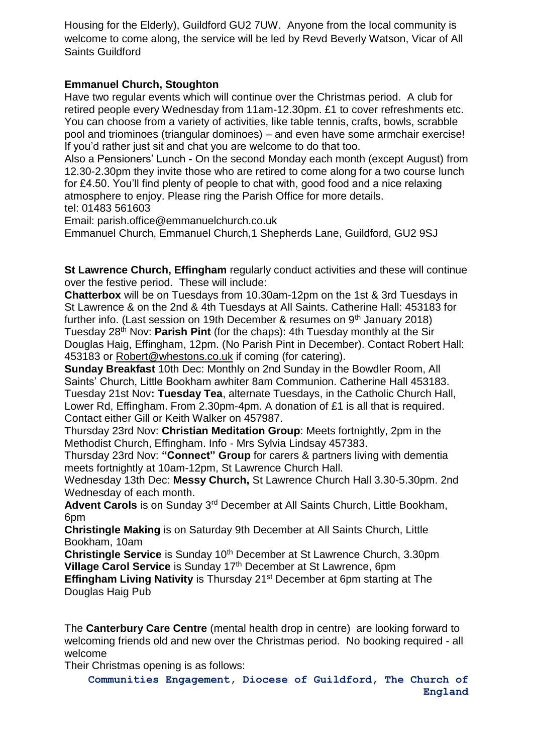Housing for the Elderly), Guildford GU2 7UW. Anyone from the local community is welcome to come along, the service will be led by Revd Beverly Watson, Vicar of All Saints Guildford

**Emmanuel Church, Stoughton**

Have two regular events which will continue over the Christmas period. A club for retired people every Wednesday from 11am-12.30pm. £1 to cover refreshments etc. You can choose from a variety of activities, like table tennis, crafts, bowls, scrabble pool and triominoes (triangular dominoes) – and even have some armchair exercise! If you'd rather just sit and chat you are welcome to do that too.

Also a Pensioners' Lunch **-** On the second Monday each month (except August) from 12.30-2.30pm they invite those who are retired to come along for a two course lunch for £4.50. You'll find plenty of people to chat with, good food and a nice relaxing atmosphere to enjoy. Please ring the Parish Office for more details.

tel: 01483 561603

Email: parish.office@emmanuelchurch.co.uk

Emmanuel Church, Emmanuel Church,1 Shepherds Lane, Guildford, GU2 9SJ

**St Lawrence Church, Effingham** regularly conduct activities and these will continue over the festive period. These will include:

**Chatterbox** will be on Tuesdays from 10.30am-12pm on the 1st & 3rd Tuesdays in St Lawrence & on the 2nd & 4th Tuesdays at All Saints. Catherine Hall: 453183 for further info. (Last session on 19th December & resumes on 9th January 2018)

Tuesday 28th Nov: **Parish Pint** (for the chaps): 4th Tuesday monthly at the Sir Douglas Haig, Effingham, 12pm. (No Parish Pint in December). Contact Robert Hall: 453183 or Robert@whestons.co.uk if coming (for catering).

**Sunday Breakfast** 10th Dec: Monthly on 2nd Sunday in the Bowdler Room, All Saints' Church, Little Bookham awhiter 8am Communion. Catherine Hall 453183.

Tuesday 21st Nov**: Tuesday Tea**, alternate Tuesdays, in the Catholic Church Hall, Lower Rd, Effingham. From 2.30pm-4pm. A donation of £1 is all that is required. Contact either Gill or Keith Walker on 457987.

Thursday 23rd Nov: **Christian Meditation Group**: Meets fortnightly, 2pm in the Methodist Church, Effingham. Info - Mrs Sylvia Lindsay 457383.

Thursday 23rd Nov: **"Connect" Group** for carers & partners living with dementia meets fortnightly at 10am-12pm, St Lawrence Church Hall.

Wednesday 13th Dec: **Messy Church,** St Lawrence Church Hall 3.30-5.30pm. 2nd Wednesday of each month.

**Advent Carols** is on Sunday 3rd December at All Saints Church, Little Bookham, 6pm

**Christingle Making** is on Saturday 9th December at All Saints Church, Little Bookham, 10am

**Christingle Service** is Sunday 10th December at St Lawrence Church, 3.30pm

**Village Carol Service** is Sunday 17th December at St Lawrence, 6pm

**Effingham Living Nativity** is Thursday 21st December at 6pm starting at The Douglas Haig Pub

The **Canterbury Care Centre** (mental health drop in centre) are looking forward to welcoming friends old and new over the Christmas period. No booking required - all welcome

Their Christmas opening is as follows: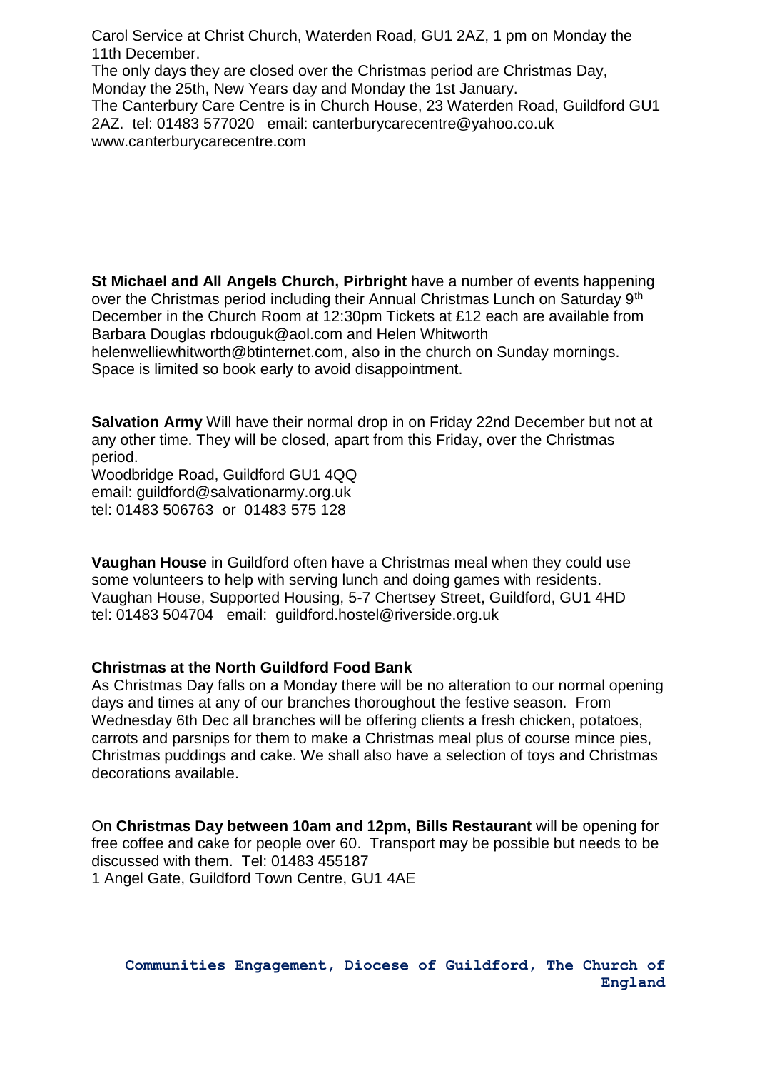Carol Service at Christ Church, Waterden Road, GU1 2AZ, 1 pm on Monday the 11th December.
The only days they are closed over the Christmas period are Christmas Day, Monday the 25th, New Years day and Monday the 1st January.
The Canterbury Care Centre is in Church House, 23 Waterden Road, Guildford GU1 2AZ. tel: 01483 577020 email: canterburycarecentre@yahoo.co.uk
www.canterburycarecentre.com

**St Michael and All Angels Church, Pirbright** have a number of events happening over the Christmas period including their Annual Christmas Lunch on Saturday 9th December in the Church Room at 12:30pm Tickets at £12 each are available from Barbara Douglas rbdouguk@aol.com and Helen Whitworth helenwelliewhitworth@btinternet.com, also in the church on Sunday mornings. Space is limited so book early to avoid disappointment.

**Salvation Army** Will have their normal drop in on Friday 22nd December but not at any other time. They will be closed, apart from this Friday, over the Christmas period.
Woodbridge Road, Guildford GU1 4QQ
email: guildford@salvationarmy.org.uk
tel: 01483 506763 or 01483 575 128

**Vaughan House** in Guildford often have a Christmas meal when they could use some volunteers to help with serving lunch and doing games with residents.
Vaughan House, Supported Housing, 5-7 Chertsey Street, Guildford, GU1 4HD
tel: 01483 504704 email: guildford.hostel@riverside.org.uk

**Christmas at the North Guildford Food Bank**

As Christmas Day falls on a Monday there will be no alteration to our normal opening days and times at any of our branches thoroughout the festive season. From Wednesday 6th Dec all branches will be offering clients a fresh chicken, potatoes, carrots and parsnips for them to make a Christmas meal plus of course mince pies, Christmas puddings and cake. We shall also have a selection of toys and Christmas decorations available.

On **Christmas Day between 10am and 12pm, Bills Restaurant** will be opening for free coffee and cake for people over 60. Transport may be possible but needs to be discussed with them. Tel: 01483 455187
1 Angel Gate, Guildford Town Centre, GU1 4AE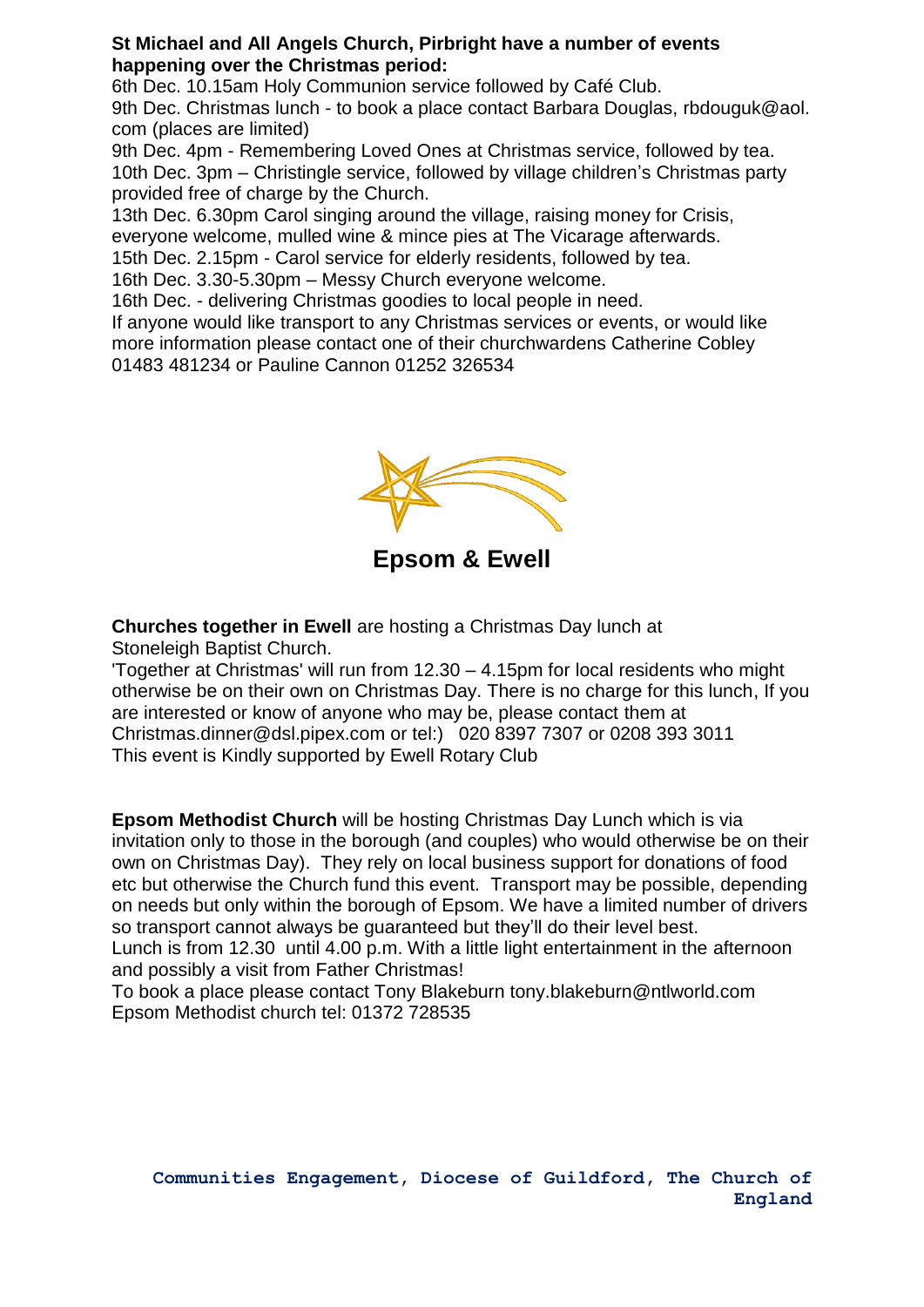**St Michael and All Angels Church, Pirbright have a number of events happening over the Christmas period:**

6th Dec. 10.15am Holy Communion service followed by Café Club.
9th Dec. Christmas lunch - to book a place contact Barbara Douglas, rbdouguk@aol.com (places are limited)
9th Dec. 4pm - Remembering Loved Ones at Christmas service, followed by tea.
10th Dec. 3pm – Christingle service, followed by village children's Christmas party provided free of charge by the Church.
13th Dec. 6.30pm Carol singing around the village, raising money for Crisis, everyone welcome, mulled wine & mince pies at The Vicarage afterwards.
15th Dec. 2.15pm - Carol service for elderly residents, followed by tea.
16th Dec. 3.30-5.30pm – Messy Church everyone welcome.
16th Dec. - delivering Christmas goodies to local people in need.
If anyone would like transport to any Christmas services or events, or would like more information please contact one of their churchwardens Catherine Cobley 01483 481234 or Pauline Cannon 01252 326534

## Epsom & Ewell

**Churches together in Ewell** are hosting a Christmas Day lunch at Stoneleigh Baptist Church.
'Together at Christmas' will run from 12.30 – 4.15pm for local residents who might otherwise be on their own on Christmas Day. There is no charge for this lunch, If you are interested or know of anyone who may be, please contact them at Christmas.dinner@dsl.pipex.com or tel:) 020 8397 7307 or 0208 393 3011
This event is Kindly supported by Ewell Rotary Club

**Epsom Methodist Church** will be hosting Christmas Day Lunch which is via invitation only to those in the borough (and couples) who would otherwise be on their own on Christmas Day). They rely on local business support for donations of food etc but otherwise the Church fund this event. Transport may be possible, depending on needs but only within the borough of Epsom. We have a limited number of drivers so transport cannot always be guaranteed but they'll do their level best.
Lunch is from 12.30 until 4.00 p.m. With a little light entertainment in the afternoon and possibly a visit from Father Christmas!
To book a place please contact Tony Blakeburn tony.blakeburn@ntlworld.com
Epsom Methodist church tel: 01372 728535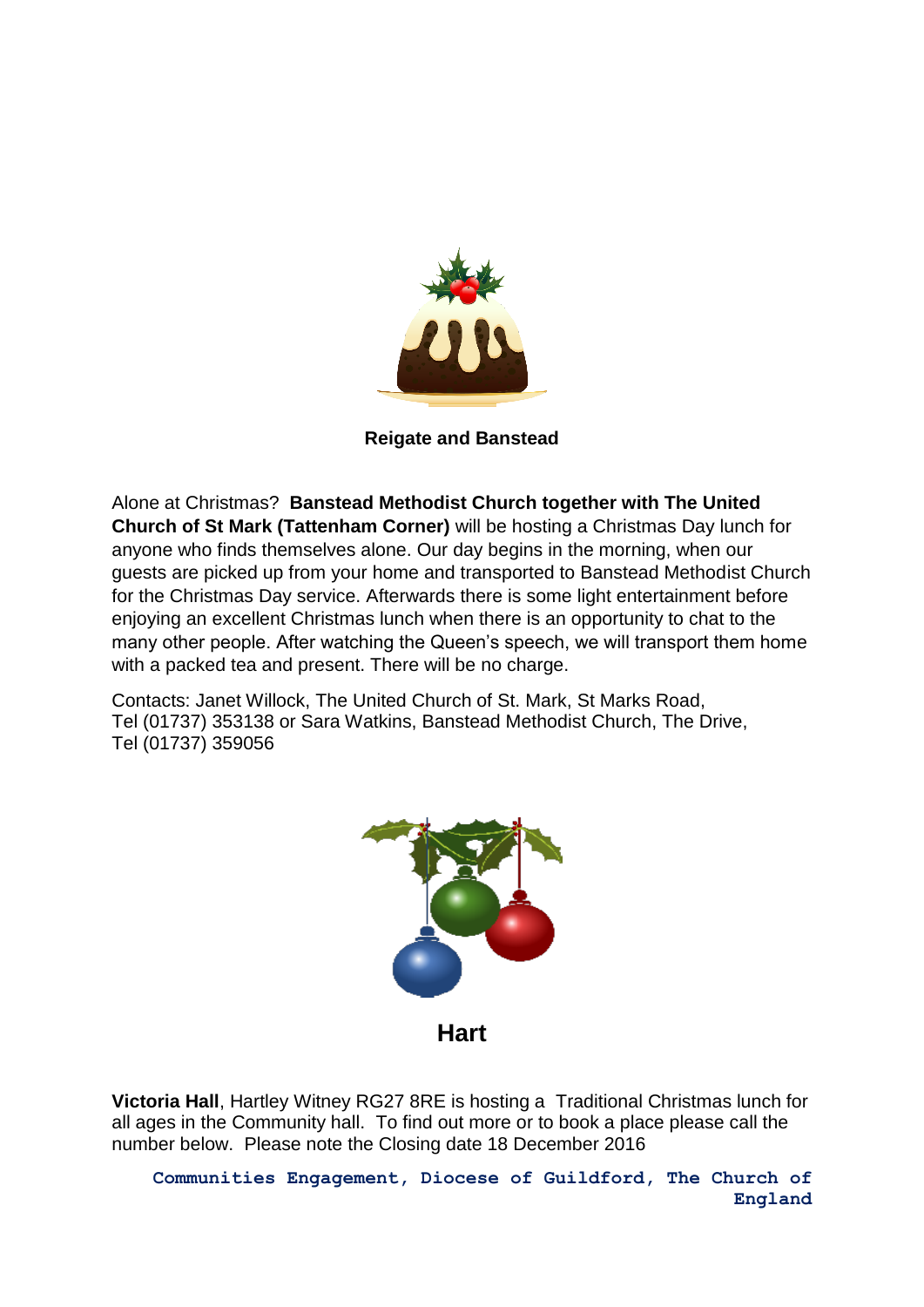**Reigate and Banstead**

Alone at Christmas? **Banstead Methodist Church together with The United Church of St Mark (Tattenham Corner)** will be hosting a Christmas Day lunch for anyone who finds themselves alone. Our day begins in the morning, when our guests are picked up from your home and transported to Banstead Methodist Church for the Christmas Day service. Afterwards there is some light entertainment before enjoying an excellent Christmas lunch when there is an opportunity to chat to the many other people. After watching the Queen's speech, we will transport them home with a packed tea and present. There will be no charge.

Contacts: Janet Willock, The United Church of St. Mark, St Marks Road, Tel (01737) 353138 or Sara Watkins, Banstead Methodist Church, The Drive, Tel (01737) 359056

## Hart

**Victoria Hall**, Hartley Witney RG27 8RE is hosting a Traditional Christmas lunch for all ages in the Community hall. To find out more or to book a place please call the number below. Please note the Closing date 18 December 2016

**Communities Engagement, Diocese of Guildford, The Church of England**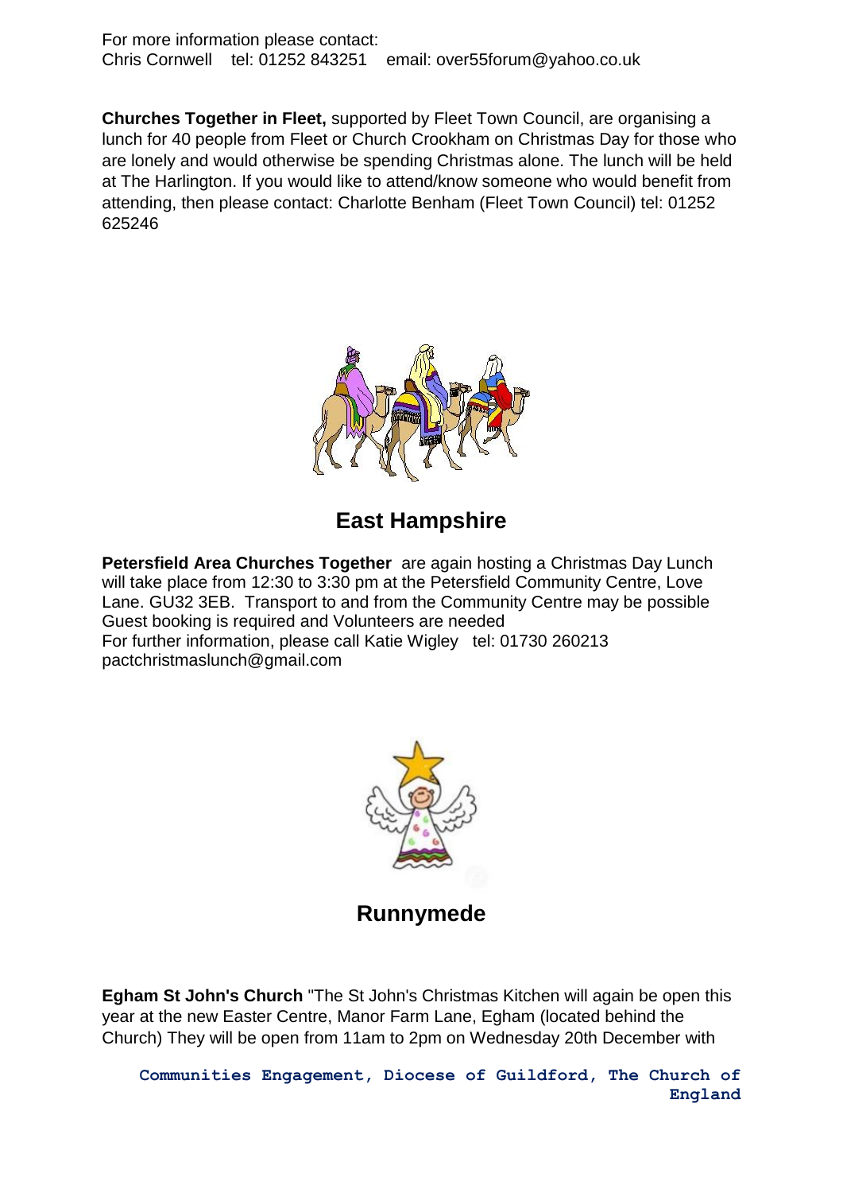For more information please contact:
Chris Cornwell tel: 01252 843251 email: over55forum@yahoo.co.uk

**Churches Together in Fleet,** supported by Fleet Town Council, are organising a lunch for 40 people from Fleet or Church Crookham on Christmas Day for those who are lonely and would otherwise be spending Christmas alone. The lunch will be held at The Harlington. If you would like to attend/know someone who would benefit from attending, then please contact: Charlotte Benham (Fleet Town Council) tel: 01252 625246

## East Hampshire

**Petersfield Area Churches Together** are again hosting a Christmas Day Lunch will take place from 12:30 to 3:30 pm at the Petersfield Community Centre, Love Lane. GU32 3EB. Transport to and from the Community Centre may be possible
Guest booking is required and Volunteers are needed
For further information, please call Katie Wigley tel: 01730 260213
pactchristmaslunch@gmail.com

## Runnymede

**Egham St John's Church** "The St John's Christmas Kitchen will again be open this year at the new Easter Centre, Manor Farm Lane, Egham (located behind the Church) They will be open from 11am to 2pm on Wednesday 20th December with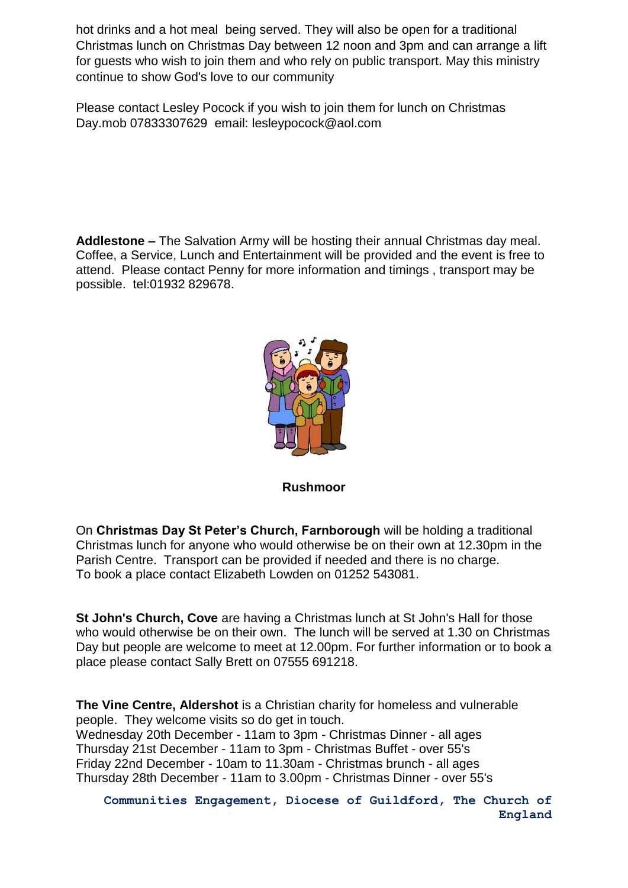hot drinks and a hot meal being served. They will also be open for a traditional Christmas lunch on Christmas Day between 12 noon and 3pm and can arrange a lift for guests who wish to join them and who rely on public transport. May this ministry continue to show God's love to our community

Please contact Lesley Pocock if you wish to join them for lunch on Christmas Day.mob 07833307629 email: lesleypocock@aol.com

**Addlestone –** The Salvation Army will be hosting their annual Christmas day meal. Coffee, a Service, Lunch and Entertainment will be provided and the event is free to attend. Please contact Penny for more information and timings , transport may be possible. tel:01932 829678.

**Rushmoor**

On **Christmas Day St Peter's Church, Farnborough** will be holding a traditional Christmas lunch for anyone who would otherwise be on their own at 12.30pm in the Parish Centre. Transport can be provided if needed and there is no charge. To book a place contact Elizabeth Lowden on 01252 543081.

**St John's Church, Cove** are having a Christmas lunch at St John's Hall for those who would otherwise be on their own. The lunch will be served at 1.30 on Christmas Day but people are welcome to meet at 12.00pm. For further information or to book a place please contact Sally Brett on 07555 691218.

**The Vine Centre, Aldershot** is a Christian charity for homeless and vulnerable people. They welcome visits so do get in touch.
Wednesday 20th December - 11am to 3pm - Christmas Dinner - all ages
Thursday 21st December - 11am to 3pm - Christmas Buffet - over 55's
Friday 22nd December - 10am to 11.30am - Christmas brunch - all ages
Thursday 28th December - 11am to 3.00pm - Christmas Dinner - over 55's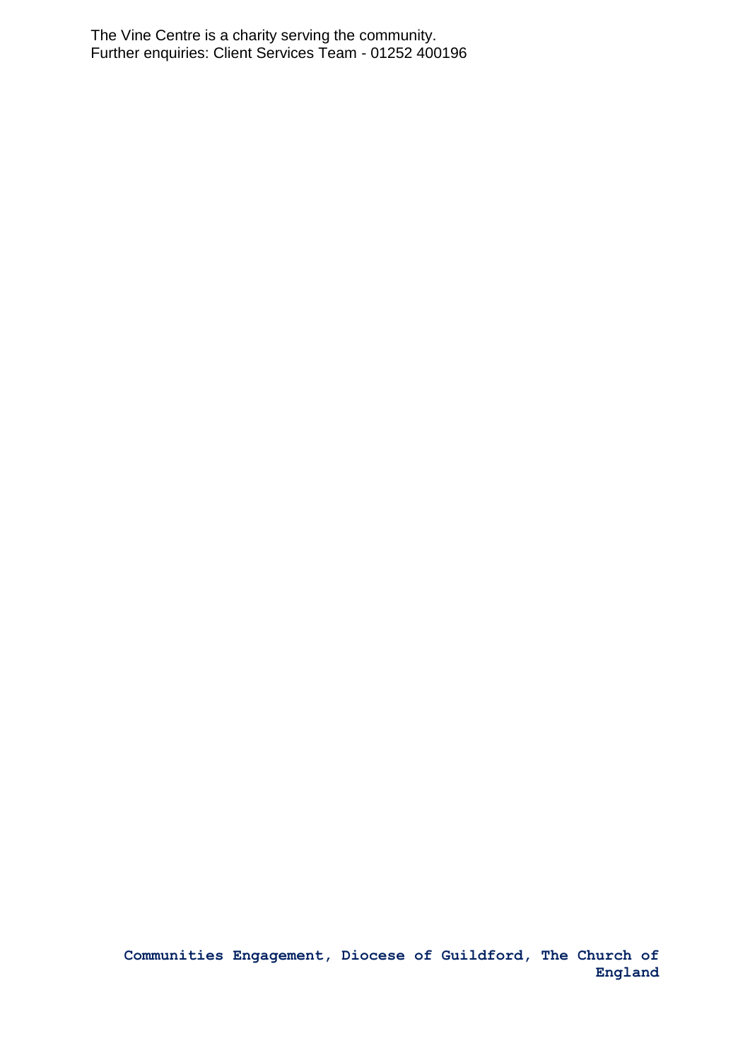The Vine Centre is a charity serving the community.
Further enquiries: Client Services Team - 01252 400196